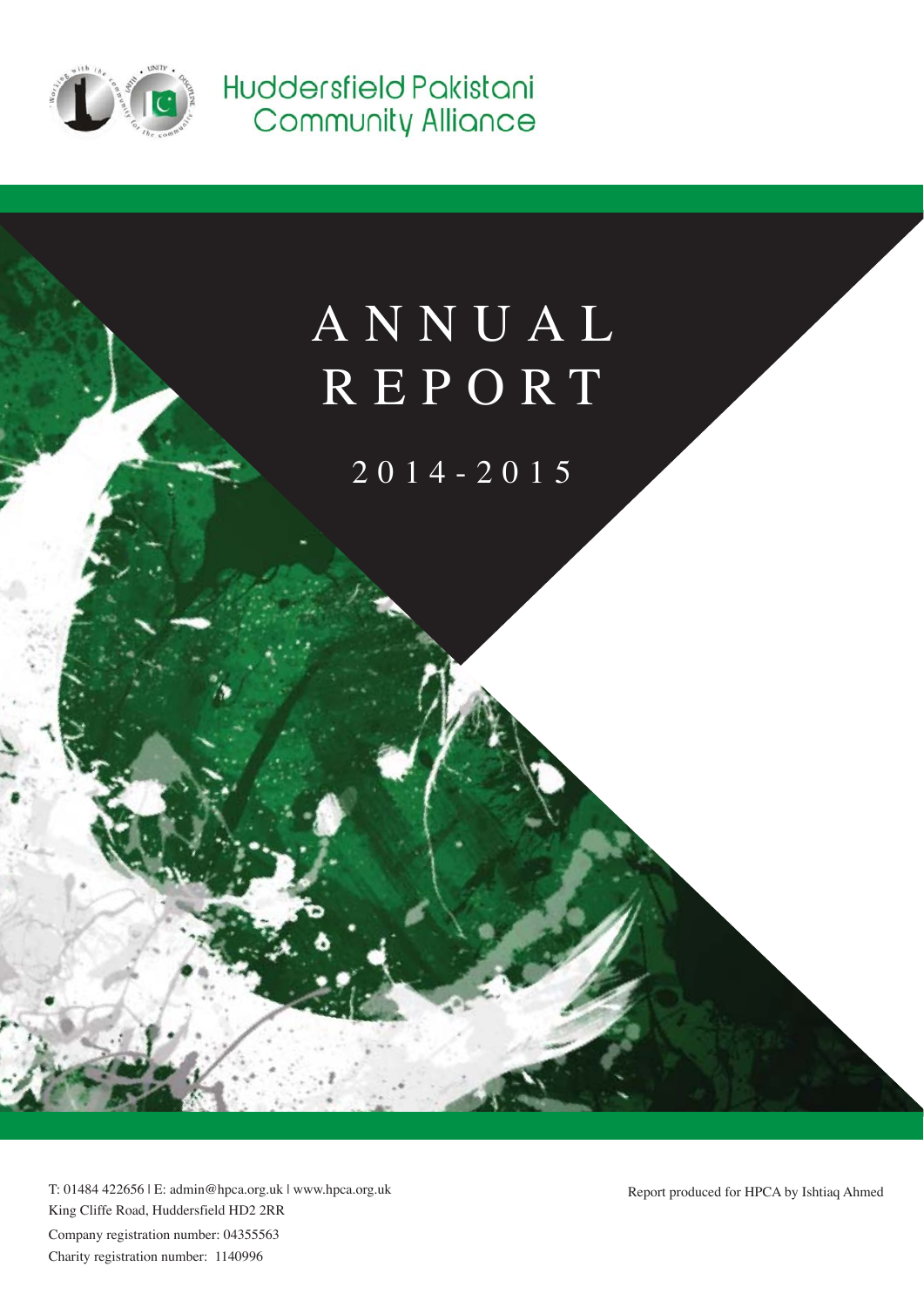Huddersfield Pakistani Community Alliance

# ANNUAL REPORT

## 2014-2015

T: 01484 422656 | E: admin@hpca.org.uk | www.hpca.org.uk
King Cliffe Road, Huddersfield HD2 2RR
Company registration number: 04355563
Charity registration number: 1140996

Report produced for HPCA by Ishtiaq Ahmed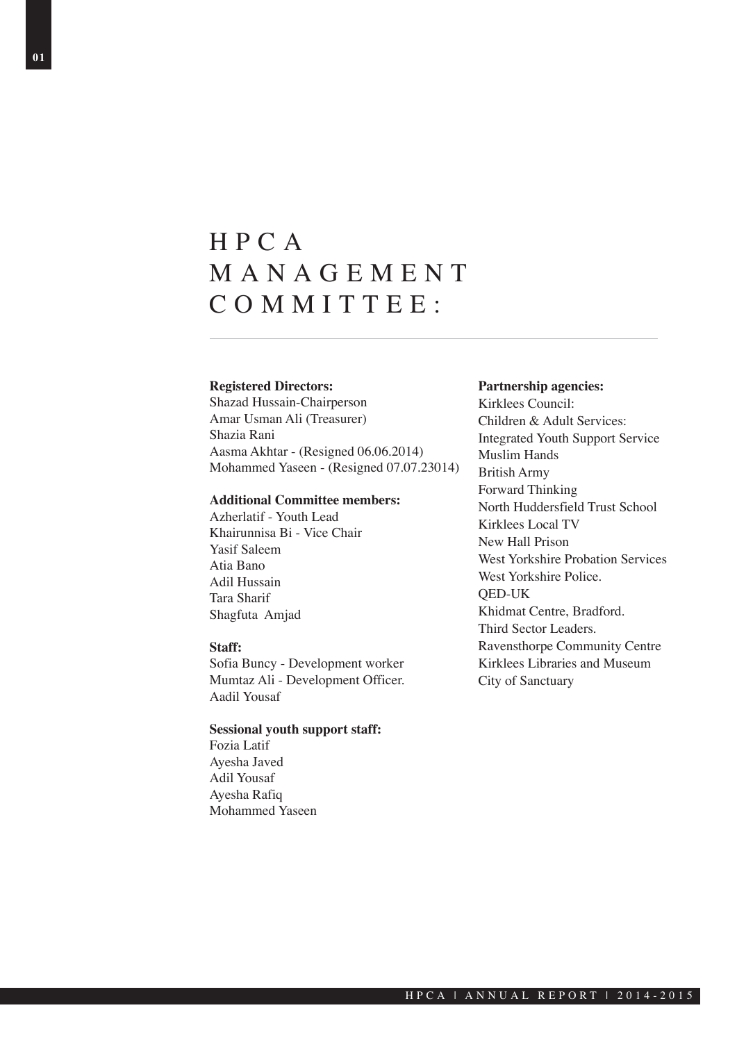# HPCA MANAGEMENT COMMITTEE:

**Registered Directors:**
Shazad Hussain-Chairperson
Amar Usman Ali (Treasurer)
Shazia Rani
Aasma Akhtar - (Resigned 06.06.2014)
Mohammed Yaseen - (Resigned 07.07.23014)

**Additional Committee members:**
Azherlatif - Youth Lead
Khairunnisa Bi - Vice Chair
Yasif Saleem
Atia Bano
Adil Hussain
Tara Sharif
Shagfuta Amjad

**Staff:**
Sofia Buncy - Development worker
Mumtaz Ali - Development Officer.
Aadil Yousaf

**Sessional youth support staff:**
Fozia Latif
Ayesha Javed
Adil Yousaf
Ayesha Rafiq
Mohammed Yaseen

**Partnership agencies:**
Kirklees Council:
Children & Adult Services:
Integrated Youth Support Service
Muslim Hands
British Army
Forward Thinking
North Huddersfield Trust School
Kirklees Local TV
New Hall Prison
West Yorkshire Probation Services
West Yorkshire Police.
QED-UK
Khidmat Centre, Bradford.
Third Sector Leaders.
Ravensthorpe Community Centre
Kirklees Libraries and Museum
City of Sanctuary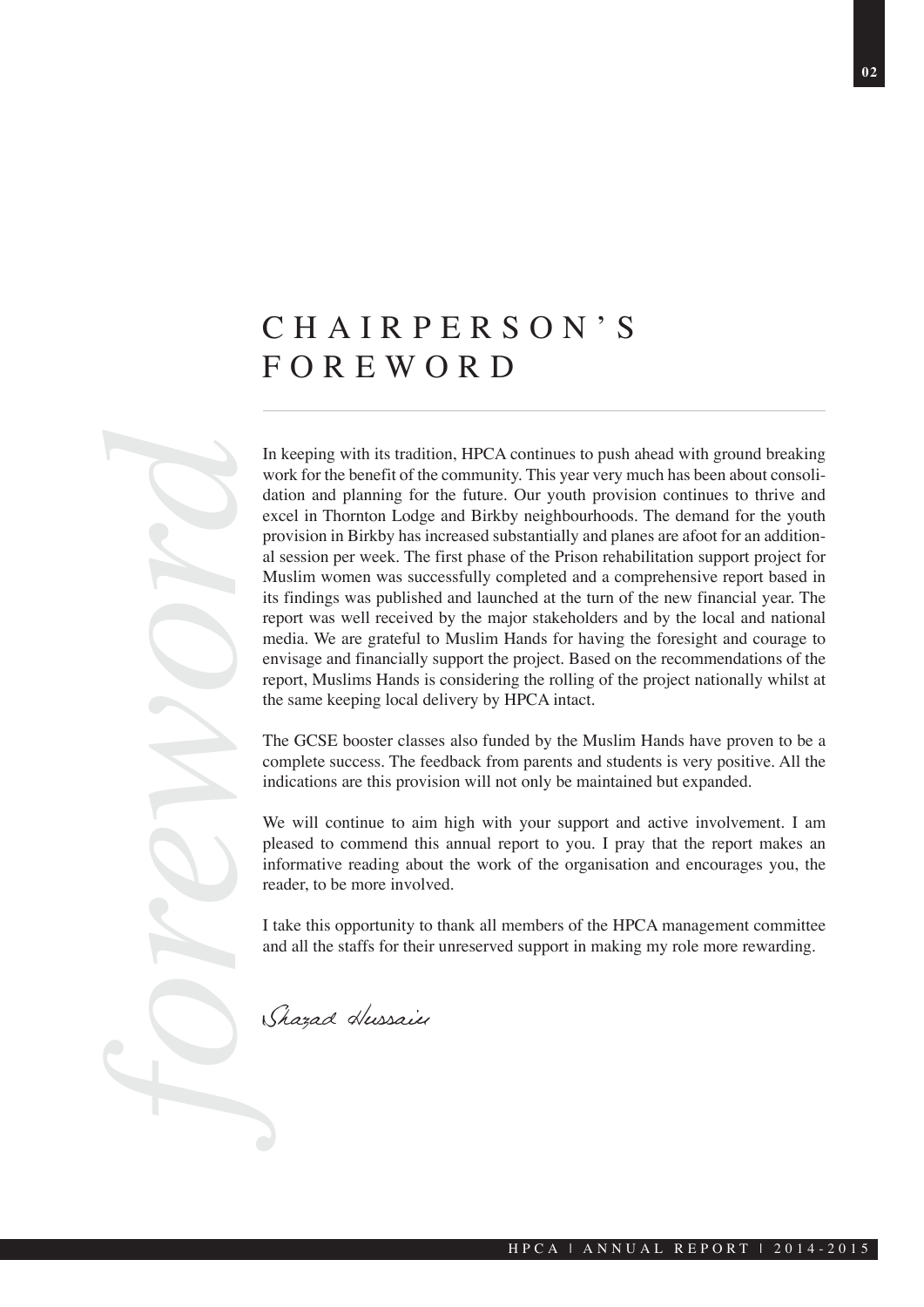# CHAIRPERSON'S FOREWORD

In keeping with its tradition, HPCA continues to push ahead with ground breaking work for the benefit of the community. This year very much has been about consolidation and planning for the future. Our youth provision continues to thrive and excel in Thornton Lodge and Birkby neighbourhoods. The demand for the youth provision in Birkby has increased substantially and planes are afoot for an additional session per week. The first phase of the Prison rehabilitation support project for Muslim women was successfully completed and a comprehensive report based in its findings was published and launched at the turn of the new financial year. The report was well received by the major stakeholders and by the local and national media. We are grateful to Muslim Hands for having the foresight and courage to envisage and financially support the project. Based on the recommendations of the report, Muslims Hands is considering the rolling of the project nationally whilst at the same keeping local delivery by HPCA intact.

The GCSE booster classes also funded by the Muslim Hands have proven to be a complete success. The feedback from parents and students is very positive. All the indications are this provision will not only be maintained but expanded.

We will continue to aim high with your support and active involvement. I am pleased to commend this annual report to you. I pray that the report makes an informative reading about the work of the organisation and encourages you, the reader, to be more involved.

I take this opportunity to thank all members of the HPCA management committee and all the staffs for their unreserved support in making my role more rewarding.

*Shazad Hussain*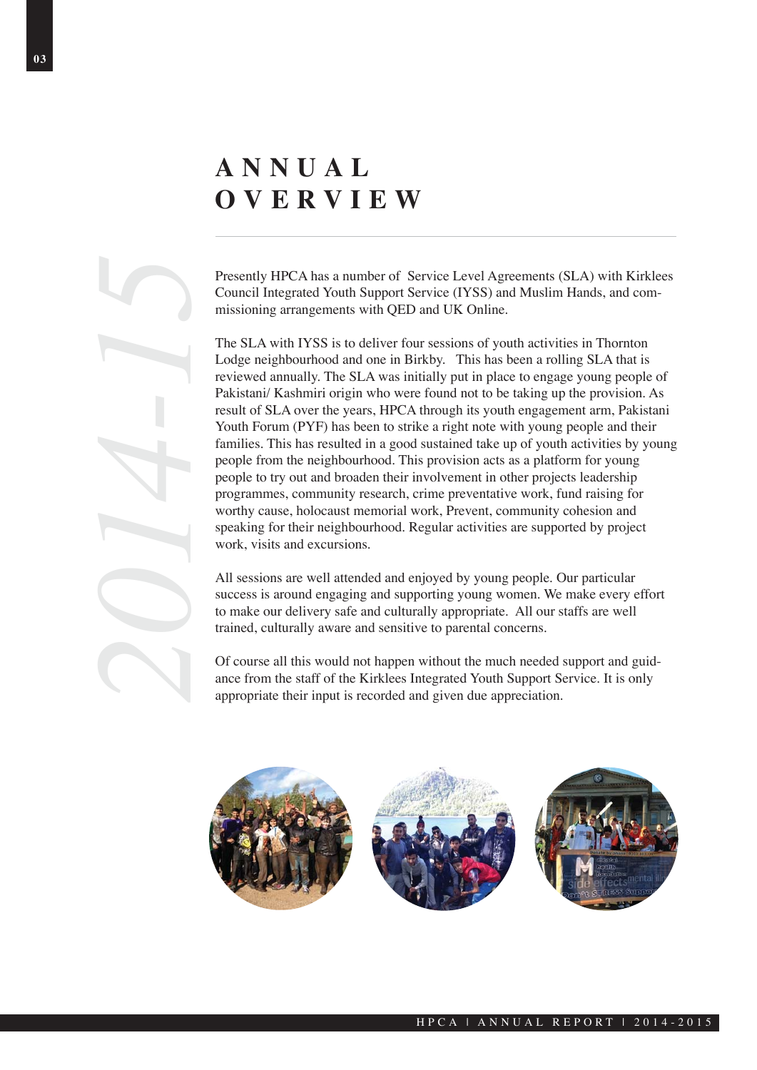# ANNUAL OVERVIEW

2014-15

Presently HPCA has a number of Service Level Agreements (SLA) with Kirklees Council Integrated Youth Support Service (IYSS) and Muslim Hands, and commissioning arrangements with QED and UK Online.

The SLA with IYSS is to deliver four sessions of youth activities in Thornton Lodge neighbourhood and one in Birkby. This has been a rolling SLA that is reviewed annually. The SLA was initially put in place to engage young people of Pakistani/ Kashmiri origin who were found not to be taking up the provision. As result of SLA over the years, HPCA through its youth engagement arm, Pakistani Youth Forum (PYF) has been to strike a right note with young people and their families. This has resulted in a good sustained take up of youth activities by young people from the neighbourhood. This provision acts as a platform for young people to try out and broaden their involvement in other projects leadership programmes, community research, crime preventative work, fund raising for worthy cause, holocaust memorial work, Prevent, community cohesion and speaking for their neighbourhood. Regular activities are supported by project work, visits and excursions.

All sessions are well attended and enjoyed by young people. Our particular success is around engaging and supporting young women. We make every effort to make our delivery safe and culturally appropriate. All our staffs are well trained, culturally aware and sensitive to parental concerns.

Of course all this would not happen without the much needed support and guidance from the staff of the Kirklees Integrated Youth Support Service. It is only appropriate their input is recorded and given due appreciation.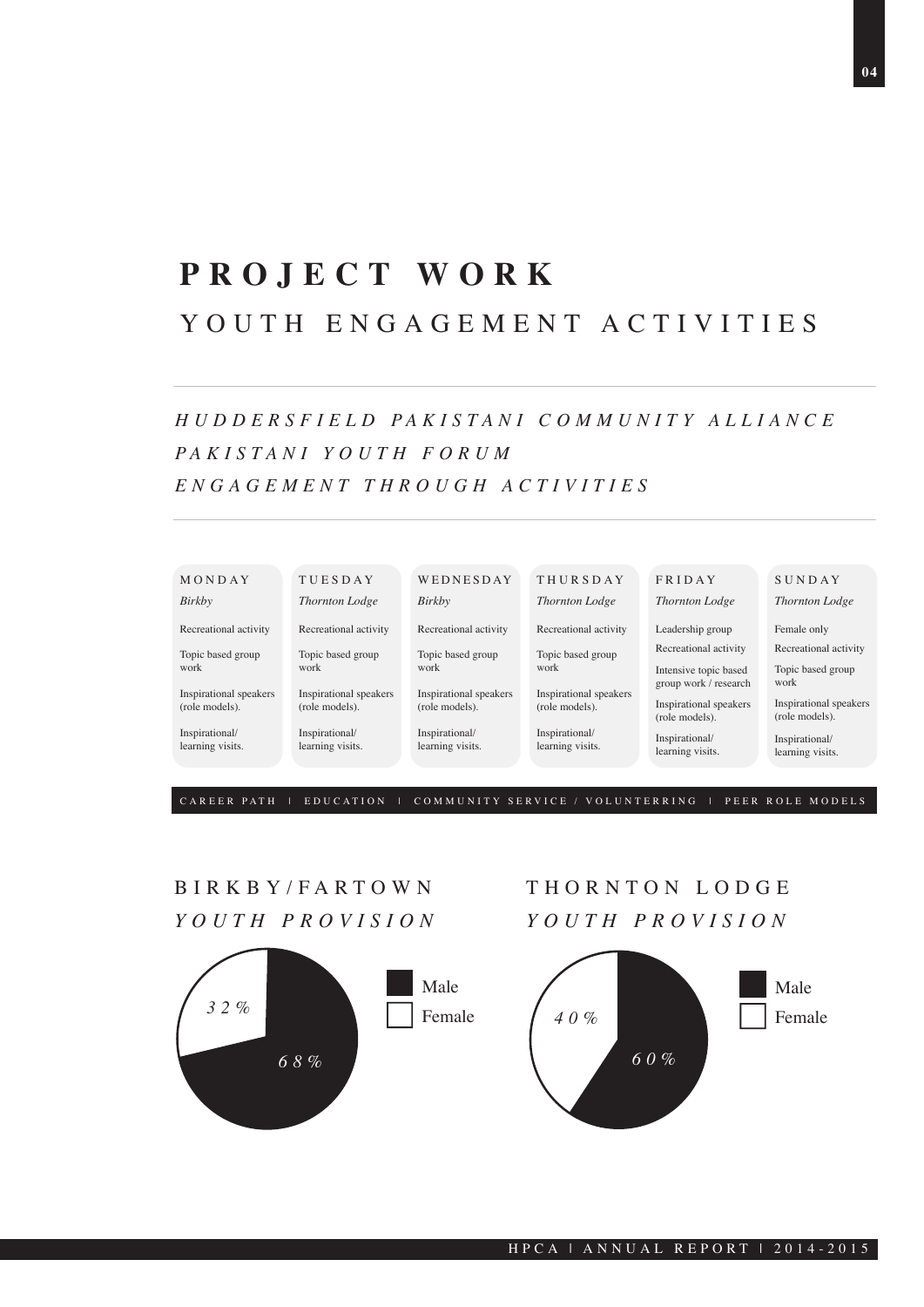# PROJECT WORK

## YOUTH ENGAGEMENT ACTIVITIES

### *HUDDERSFIELD PAKISTANI COMMUNITY ALLIANCE*
### *PAKISTANI YOUTH FORUM*
### *ENGAGEMENT THROUGH ACTIVITIES*

| MONDAY | TUESDAY | WEDNESDAY | THURSDAY | FRIDAY | SUNDAY |
|---|---|---|---|---|---|
| *Birkby* | *Thornton Lodge* | *Birkby* | *Thornton Lodge* | *Thornton Lodge* | *Thornton Lodge* |
| Recreational activity | Recreational activity | Recreational activity | Recreational activity | Leadership group | Female only |
| Topic based group work | Topic based group work | Topic based group work | Topic based group work | Recreational activity | Recreational activity |
| Inspirational speakers (role models). | Inspirational speakers (role models). | Inspirational speakers (role models). | Inspirational speakers (role models). | Intensive topic based group work / research | Topic based group work |
| Inspirational/ learning visits. | Inspirational/ learning visits. | Inspirational/ learning visits. | Inspirational/ learning visits. | Inspirational speakers (role models). | Inspirational speakers (role models). |
| | | | | Inspirational/ learning visits. | Inspirational/ learning visits. |

CAREER PATH | EDUCATION | COMMUNITY SERVICE / VOLUNTERRING | PEER ROLE MODELS

## BIRKBY/FARTOWN *YOUTH PROVISION*

| | |
|---|---|
| Male | 68% |
| Female | 32% |

## THORNTON LODGE *YOUTH PROVISION*

| | |
|---|---|
| Male | 60% |
| Female | 40% |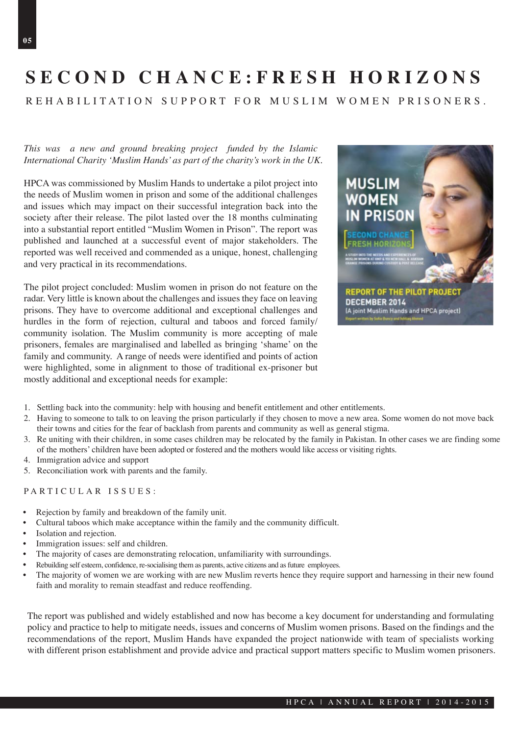# SECOND CHANCE:FRESH HORIZONS

## REHABILITATION SUPPORT FOR MUSLIM WOMEN PRISONERS.

*This was a new and ground breaking project funded by the Islamic International Charity 'Muslim Hands' as part of the charity's work in the UK.*

HPCA was commissioned by Muslim Hands to undertake a pilot project into the needs of Muslim women in prison and some of the additional challenges and issues which may impact on their successful integration back into the society after their release. The pilot lasted over the 18 months culminating into a substantial report entitled "Muslim Women in Prison". The report was published and launched at a successful event of major stakeholders. The reported was well received and commended as a unique, honest, challenging and very practical in its recommendations.

The pilot project concluded: Muslim women in prison do not feature on the radar. Very little is known about the challenges and issues they face on leaving prisons. They have to overcome additional and exceptional challenges and hurdles in the form of rejection, cultural and taboos and forced family/ community isolation. The Muslim community is more accepting of male prisoners, females are marginalised and labelled as bringing 'shame' on the family and community. A range of needs were identified and points of action were highlighted, some in alignment to those of traditional ex-prisoner but mostly additional and exceptional needs for example:

1. Settling back into the community: help with housing and benefit entitlement and other entitlements.
2. Having to someone to talk to on leaving the prison particularly if they chosen to move a new area. Some women do not move back their towns and cities for the fear of backlash from parents and community as well as general stigma.
3. Re uniting with their children, in some cases children may be relocated by the family in Pakistan. In other cases we are finding some of the mothers' children have been adopted or fostered and the mothers would like access or visiting rights.
4. Immigration advice and support
5. Reconciliation work with parents and the family.

### PARTICULAR ISSUES:

- Rejection by family and breakdown of the family unit.
- Cultural taboos which make acceptance within the family and the community difficult.
- Isolation and rejection.
- Immigration issues: self and children.
- The majority of cases are demonstrating relocation, unfamiliarity with surroundings.
- Rebuilding self esteem, confidence, re-socialising them as parents, active citizens and as future employees.
- The majority of women we are working with are new Muslim reverts hence they require support and harnessing in their new found faith and morality to remain steadfast and reduce reoffending.

The report was published and widely established and now has become a key document for understanding and formulating policy and practice to help to mitigate needs, issues and concerns of Muslim women prisons. Based on the findings and the recommendations of the report, Muslim Hands have expanded the project nationwide with team of specialists working with different prison establishment and provide advice and practical support matters specific to Muslim women prisoners.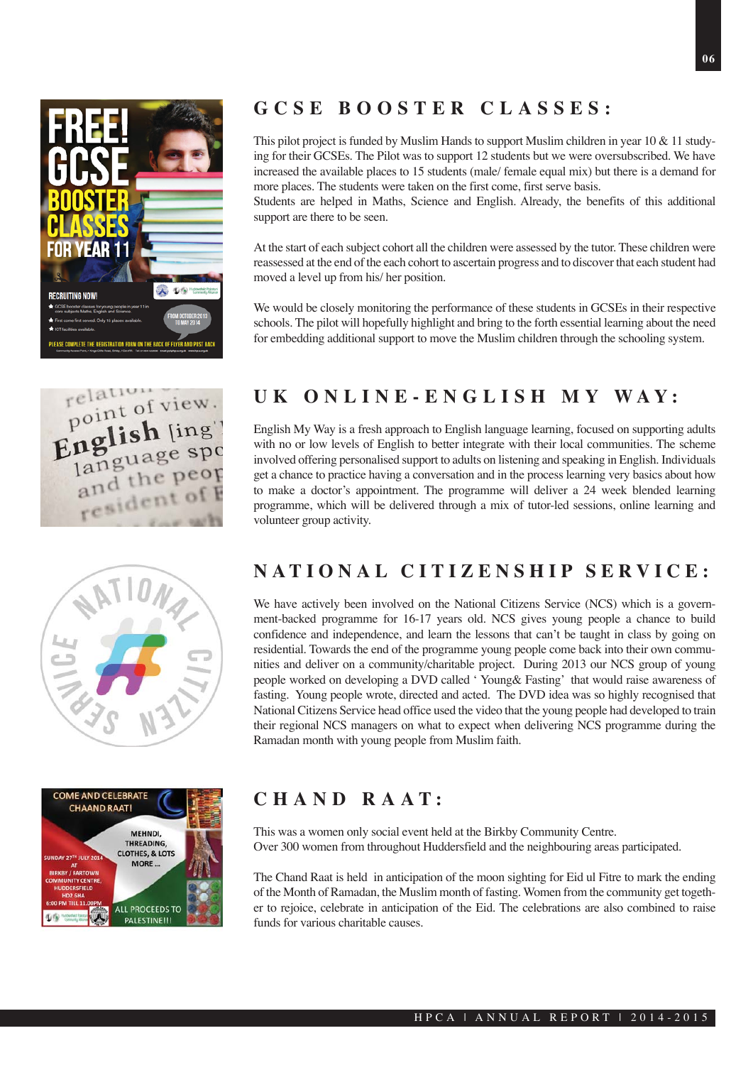## GCSE BOOSTER CLASSES:

This pilot project is funded by Muslim Hands to support Muslim children in year 10 & 11 studying for their GCSEs. The Pilot was to support 12 students but we were oversubscribed. We have increased the available places to 15 students (male/ female equal mix) but there is a demand for more places. The students were taken on the first come, first serve basis.
Students are helped in Maths, Science and English. Already, the benefits of this additional support are there to be seen.

At the start of each subject cohort all the children were assessed by the tutor. These children were reassessed at the end of the each cohort to ascertain progress and to discover that each student had moved a level up from his/ her position.

We would be closely monitoring the performance of these students in GCSEs in their respective schools. The pilot will hopefully highlight and bring to the forth essential learning about the need for embedding additional support to move the Muslim children through the schooling system.

## UK ONLINE-ENGLISH MY WAY:

English My Way is a fresh approach to English language learning, focused on supporting adults with no or low levels of English to better integrate with their local communities. The scheme involved offering personalised support to adults on listening and speaking in English. Individuals get a chance to practice having a conversation and in the process learning very basics about how to make a doctor's appointment. The programme will deliver a 24 week blended learning programme, which will be delivered through a mix of tutor-led sessions, online learning and volunteer group activity.

## NATIONAL CITIZENSHIP SERVICE:

We have actively been involved on the National Citizens Service (NCS) which is a government-backed programme for 16-17 years old. NCS gives young people a chance to build confidence and independence, and learn the lessons that can't be taught in class by going on residential. Towards the end of the programme young people come back into their own communities and deliver on a community/charitable project. During 2013 our NCS group of young people worked on developing a DVD called ' Young& Fasting' that would raise awareness of fasting. Young people wrote, directed and acted. The DVD idea was so highly recognised that National Citizens Service head office used the video that the young people had developed to train their regional NCS managers on what to expect when delivering NCS programme during the Ramadan month with young people from Muslim faith.

## CHAND RAAT:

This was a women only social event held at the Birkby Community Centre.
Over 300 women from throughout Huddersfield and the neighbouring areas participated.

The Chand Raat is held in anticipation of the moon sighting for Eid ul Fitre to mark the ending of the Month of Ramadan, the Muslim month of fasting. Women from the community get together to rejoice, celebrate in anticipation of the Eid. The celebrations are also combined to raise funds for various charitable causes.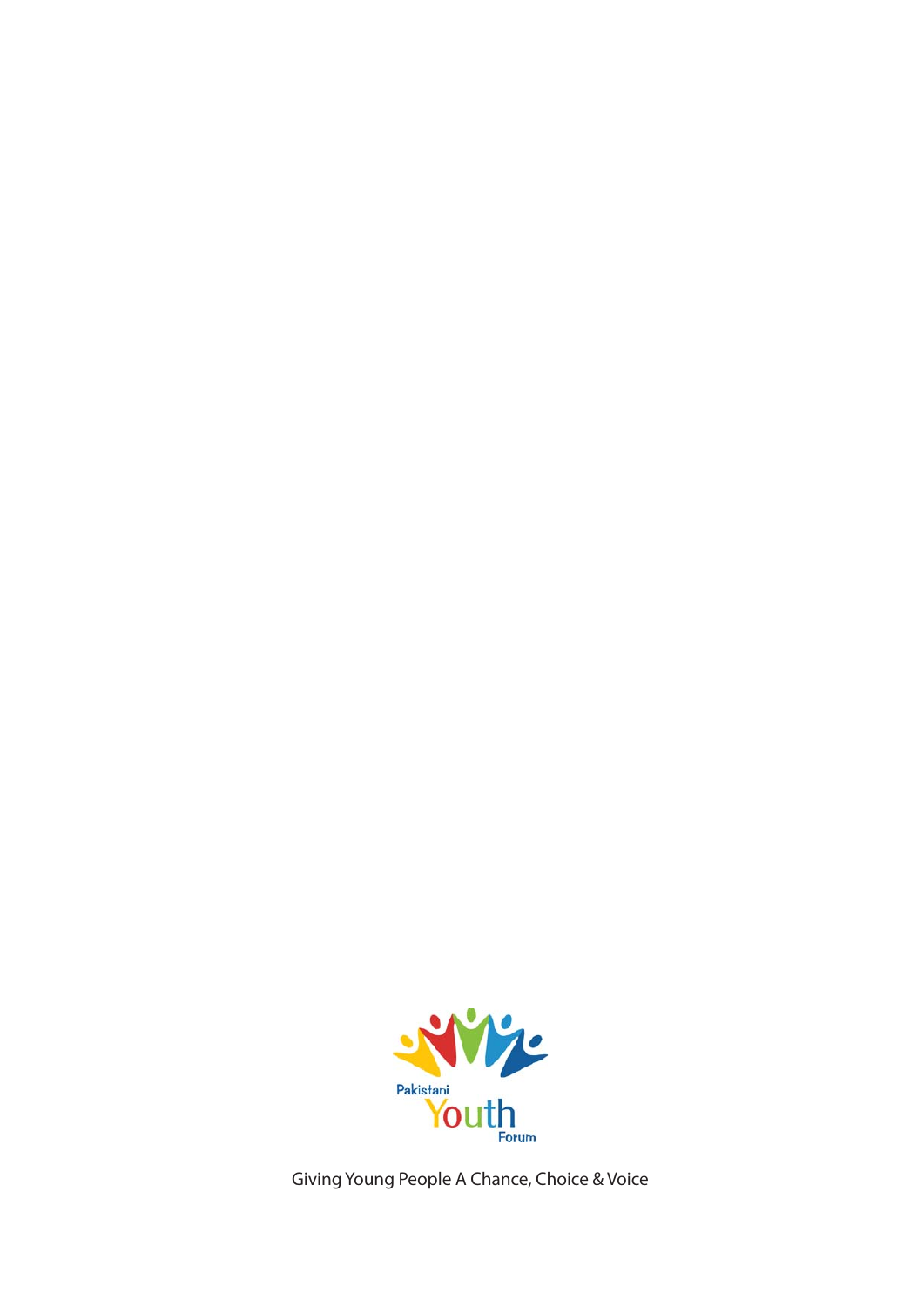Pakistani Youth Forum

Giving Young People A Chance, Choice & Voice